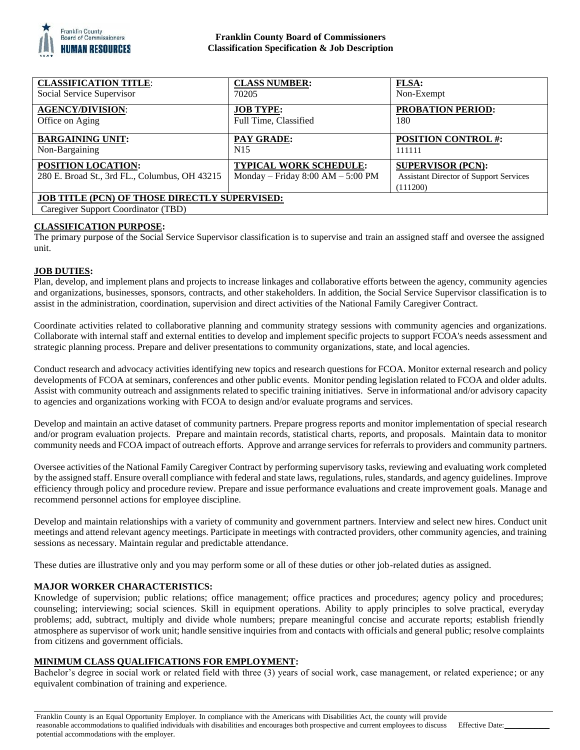**Franklin County Board of Commissioners**
**Classification Specification & Job Description**

| **CLASSIFICATION TITLE**: | **CLASS NUMBER:** | **FLSA:** |
|---|---|---|
| Social Service Supervisor | 70205 | Non-Exempt |
| **AGENCY/DIVISION**: | **JOB TYPE:** | **PROBATION PERIOD:** |
| Office on Aging | Full Time, Classified | 180 |
| **BARGAINING UNIT:** | **PAY GRADE:** | **POSITION CONTROL #:** |
| Non-Bargaining | N15 | 111111 |
| **POSITION LOCATION:** | **TYPICAL WORK SCHEDULE:** | **SUPERVISOR (PCN):** |
| 280 E. Broad St., 3rd FL., Columbus, OH 43215 | Monday – Friday 8:00 AM – 5:00 PM | Assistant Director of Support Services (111200) |
| **JOB TITLE (PCN) OF THOSE DIRECTLY SUPERVISED:** | | |
| Caregiver Support Coordinator (TBD) | | |

**CLASSIFICATION PURPOSE:**
The primary purpose of the Social Service Supervisor classification is to supervise and train an assigned staff and oversee the assigned unit.

**JOB DUTIES:**
Plan, develop, and implement plans and projects to increase linkages and collaborative efforts between the agency, community agencies and organizations, businesses, sponsors, contracts, and other stakeholders. In addition, the Social Service Supervisor classification is to assist in the administration, coordination, supervision and direct activities of the National Family Caregiver Contract.

Coordinate activities related to collaborative planning and community strategy sessions with community agencies and organizations. Collaborate with internal staff and external entities to develop and implement specific projects to support FCOA's needs assessment and strategic planning process. Prepare and deliver presentations to community organizations, state, and local agencies.

Conduct research and advocacy activities identifying new topics and research questions for FCOA. Monitor external research and policy developments of FCOA at seminars, conferences and other public events. Monitor pending legislation related to FCOA and older adults. Assist with community outreach and assignments related to specific training initiatives. Serve in informational and/or advisory capacity to agencies and organizations working with FCOA to design and/or evaluate programs and services.

Develop and maintain an active dataset of community partners. Prepare progress reports and monitor implementation of special research and/or program evaluation projects. Prepare and maintain records, statistical charts, reports, and proposals. Maintain data to monitor community needs and FCOA impact of outreach efforts. Approve and arrange services for referrals to providers and community partners.

Oversee activities of the National Family Caregiver Contract by performing supervisory tasks, reviewing and evaluating work completed by the assigned staff. Ensure overall compliance with federal and state laws, regulations, rules, standards, and agency guidelines. Improve efficiency through policy and procedure review. Prepare and issue performance evaluations and create improvement goals. Manage and recommend personnel actions for employee discipline.

Develop and maintain relationships with a variety of community and government partners. Interview and select new hires. Conduct unit meetings and attend relevant agency meetings. Participate in meetings with contracted providers, other community agencies, and training sessions as necessary. Maintain regular and predictable attendance.

These duties are illustrative only and you may perform some or all of these duties or other job-related duties as assigned.

**MAJOR WORKER CHARACTERISTICS:**
Knowledge of supervision; public relations; office management; office practices and procedures; agency policy and procedures; counseling; interviewing; social sciences. Skill in equipment operations. Ability to apply principles to solve practical, everyday problems; add, subtract, multiply and divide whole numbers; prepare meaningful concise and accurate reports; establish friendly atmosphere as supervisor of work unit; handle sensitive inquiries from and contacts with officials and general public; resolve complaints from citizens and government officials.

**MINIMUM CLASS QUALIFICATIONS FOR EMPLOYMENT:**
Bachelor's degree in social work or related field with three (3) years of social work, case management, or related experience; or any equivalent combination of training and experience.

Franklin County is an Equal Opportunity Employer. In compliance with the Americans with Disabilities Act, the county will provide reasonable accommodations to qualified individuals with disabilities and encourages both prospective and current employees to discuss potential accommodations with the employer. Effective Date:___________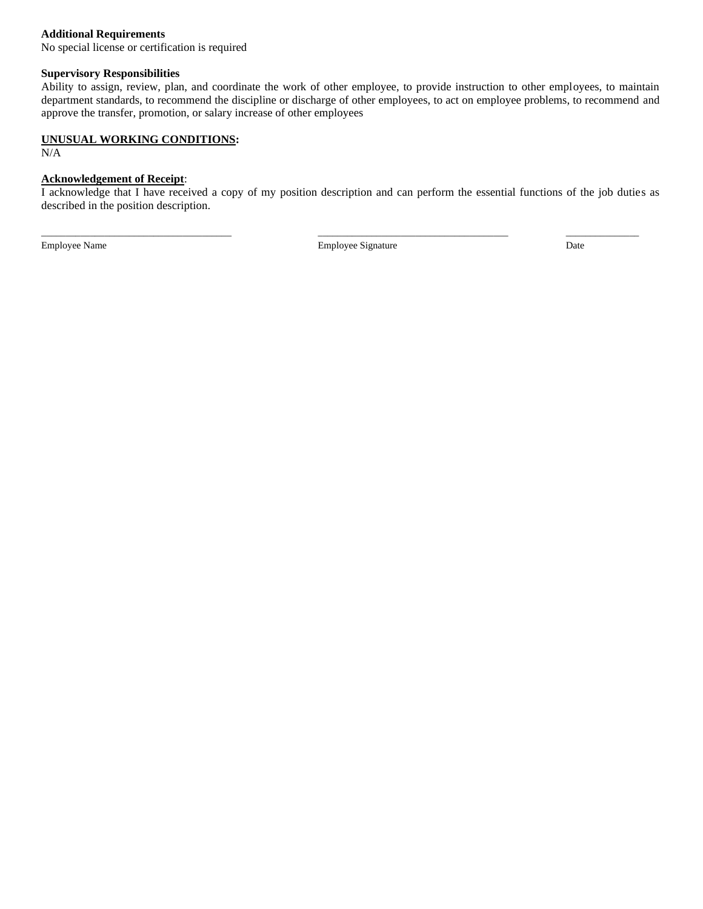**Additional Requirements**
No special license or certification is required

**Supervisory Responsibilities**
Ability to assign, review, plan, and coordinate the work of other employee, to provide instruction to other employees, to maintain department standards, to recommend the discipline or discharge of other employees, to act on employee problems, to recommend and approve the transfer, promotion, or salary increase of other employees

**UNUSUAL WORKING CONDITIONS:**
N/A

**Acknowledgement of Receipt**:
I acknowledge that I have received a copy of my position description and can perform the essential functions of the job duties as described in the position description.

| | | |
|---|---|---|
| ____________________________________ | ____________________________________ | ______________ |
| Employee Name | Employee Signature | Date |